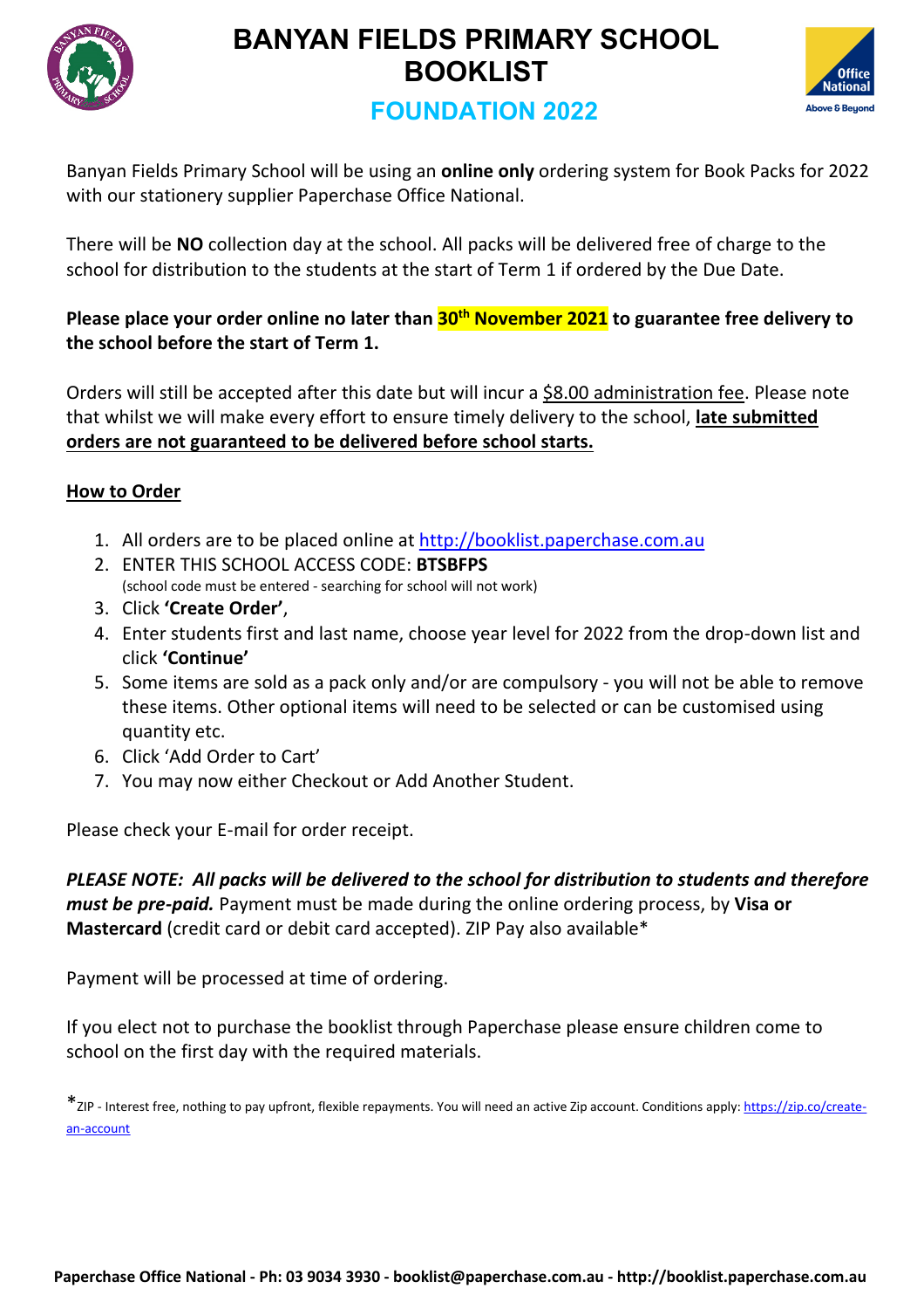# BANYAN FIELDS PRIMARY SCHOOL BOOKLIST

## FOUNDATION 2022

Banyan Fields Primary School will be using an **online only** ordering system for Book Packs for 2022 with our stationery supplier Paperchase Office National.

There will be **NO** collection day at the school. All packs will be delivered free of charge to the school for distribution to the students at the start of Term 1 if ordered by the Due Date.

**Please place your order online no later than 30th November 2021 to guarantee free delivery to the school before the start of Term 1.**

Orders will still be accepted after this date but will incur a $8.00 administration fee. Please note that whilst we will make every effort to ensure timely delivery to the school, **late submitted orders are not guaranteed to be delivered before school starts.**

### How to Order

1. All orders are to be placed online at http://booklist.paperchase.com.au
2. ENTER THIS SCHOOL ACCESS CODE: **BTSBFPS**
   (school code must be entered - searching for school will not work)
3. Click **'Create Order'**,
4. Enter students first and last name, choose year level for 2022 from the drop-down list and click **'Continue'**
5. Some items are sold as a pack only and/or are compulsory - you will not be able to remove these items. Other optional items will need to be selected or can be customised using quantity etc.
6. Click 'Add Order to Cart'
7. You may now either Checkout or Add Another Student.

Please check your E-mail for order receipt.

***PLEASE NOTE: All packs will be delivered to the school for distribution to students and therefore must be pre-paid.*** Payment must be made during the online ordering process, by **Visa or Mastercard** (credit card or debit card accepted). ZIP Pay also available*

Payment will be processed at time of ordering.

If you elect not to purchase the booklist through Paperchase please ensure children come to school on the first day with the required materials.

*ZIP - Interest free, nothing to pay upfront, flexible repayments. You will need an active Zip account. Conditions apply: https://zip.co/create-an-account

**Paperchase Office National - Ph: 03 9034 3930 - booklist@paperchase.com.au - http://booklist.paperchase.com.au**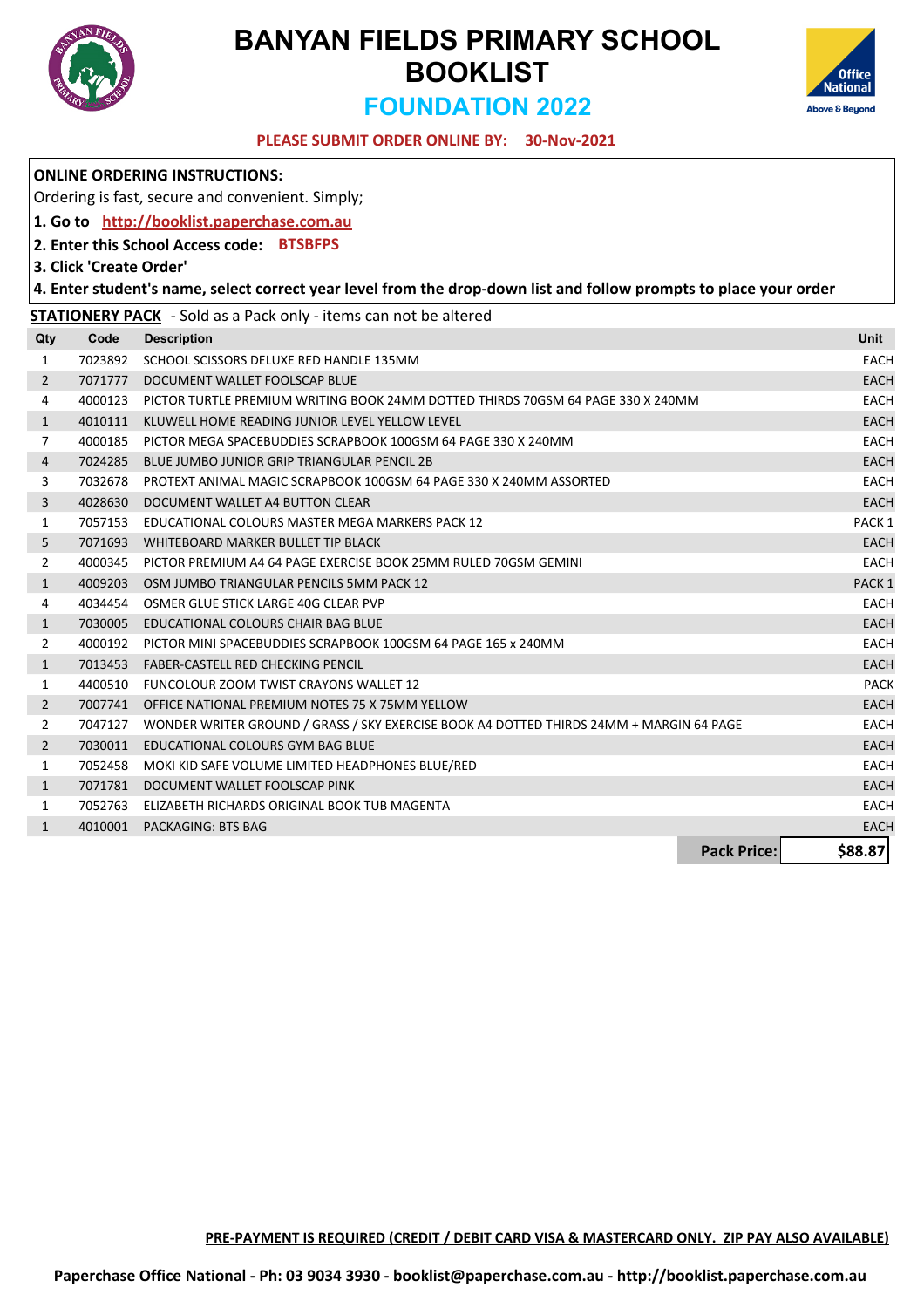# BANYAN FIELDS PRIMARY SCHOOL BOOKLIST

## FOUNDATION 2022

**PLEASE SUBMIT ORDER ONLINE BY: 30-Nov-2021**

**ONLINE ORDERING INSTRUCTIONS:**

Ordering is fast, secure and convenient. Simply;

**1. Go to http://booklist.paperchase.com.au**

**2. Enter this School Access code: BTSBFPS**

**3. Click 'Create Order'**

**4. Enter student's name, select correct year level from the drop-down list and follow prompts to place your order**

**STATIONERY PACK** - Sold as a Pack only - items can not be altered

| Qty | Code | Description | Unit |
|---|---|---|---|
| 1 | 7023892 | SCHOOL SCISSORS DELUXE RED HANDLE 135MM | EACH |
| 2 | 7071777 | DOCUMENT WALLET FOOLSCAP BLUE | EACH |
| 4 | 4000123 | PICTOR TURTLE PREMIUM WRITING BOOK 24MM DOTTED THIRDS 70GSM 64 PAGE 330 X 240MM | EACH |
| 1 | 4010111 | KLUWELL HOME READING JUNIOR LEVEL YELLOW LEVEL | EACH |
| 7 | 4000185 | PICTOR MEGA SPACEBUDDIES SCRAPBOOK 100GSM 64 PAGE 330 X 240MM | EACH |
| 4 | 7024285 | BLUE JUMBO JUNIOR GRIP TRIANGULAR PENCIL 2B | EACH |
| 3 | 7032678 | PROTEXT ANIMAL MAGIC SCRAPBOOK 100GSM 64 PAGE 330 X 240MM ASSORTED | EACH |
| 3 | 4028630 | DOCUMENT WALLET A4 BUTTON CLEAR | EACH |
| 1 | 7057153 | EDUCATIONAL COLOURS MASTER MEGA MARKERS PACK 12 | PACK 1 |
| 5 | 7071693 | WHITEBOARD MARKER BULLET TIP BLACK | EACH |
| 2 | 4000345 | PICTOR PREMIUM A4 64 PAGE EXERCISE BOOK 25MM RULED 70GSM GEMINI | EACH |
| 1 | 4009203 | OSM JUMBO TRIANGULAR PENCILS 5MM PACK 12 | PACK 1 |
| 4 | 4034454 | OSMER GLUE STICK LARGE 40G CLEAR PVP | EACH |
| 1 | 7030005 | EDUCATIONAL COLOURS CHAIR BAG BLUE | EACH |
| 2 | 4000192 | PICTOR MINI SPACEBUDDIES SCRAPBOOK 100GSM 64 PAGE 165 x 240MM | EACH |
| 1 | 7013453 | FABER-CASTELL RED CHECKING PENCIL | EACH |
| 1 | 4400510 | FUNCOLOUR ZOOM TWIST CRAYONS WALLET 12 | PACK |
| 2 | 7007741 | OFFICE NATIONAL PREMIUM NOTES 75 X 75MM YELLOW | EACH |
| 2 | 7047127 | WONDER WRITER GROUND / GRASS / SKY EXERCISE BOOK A4 DOTTED THIRDS 24MM + MARGIN 64 PAGE | EACH |
| 2 | 7030011 | EDUCATIONAL COLOURS GYM BAG BLUE | EACH |
| 1 | 7052458 | MOKI KID SAFE VOLUME LIMITED HEADPHONES BLUE/RED | EACH |
| 1 | 7071781 | DOCUMENT WALLET FOOLSCAP PINK | EACH |
| 1 | 7052763 | ELIZABETH RICHARDS ORIGINAL BOOK TUB MAGENTA | EACH |
| 1 | 4010001 | PACKAGING: BTS BAG | EACH |
| | | **Pack Price:** | **$88.87** |

**PRE-PAYMENT IS REQUIRED (CREDIT / DEBIT CARD VISA & MASTERCARD ONLY. ZIP PAY ALSO AVAILABLE)**

**Paperchase Office National - Ph: 03 9034 3930 - booklist@paperchase.com.au - http://booklist.paperchase.com.au**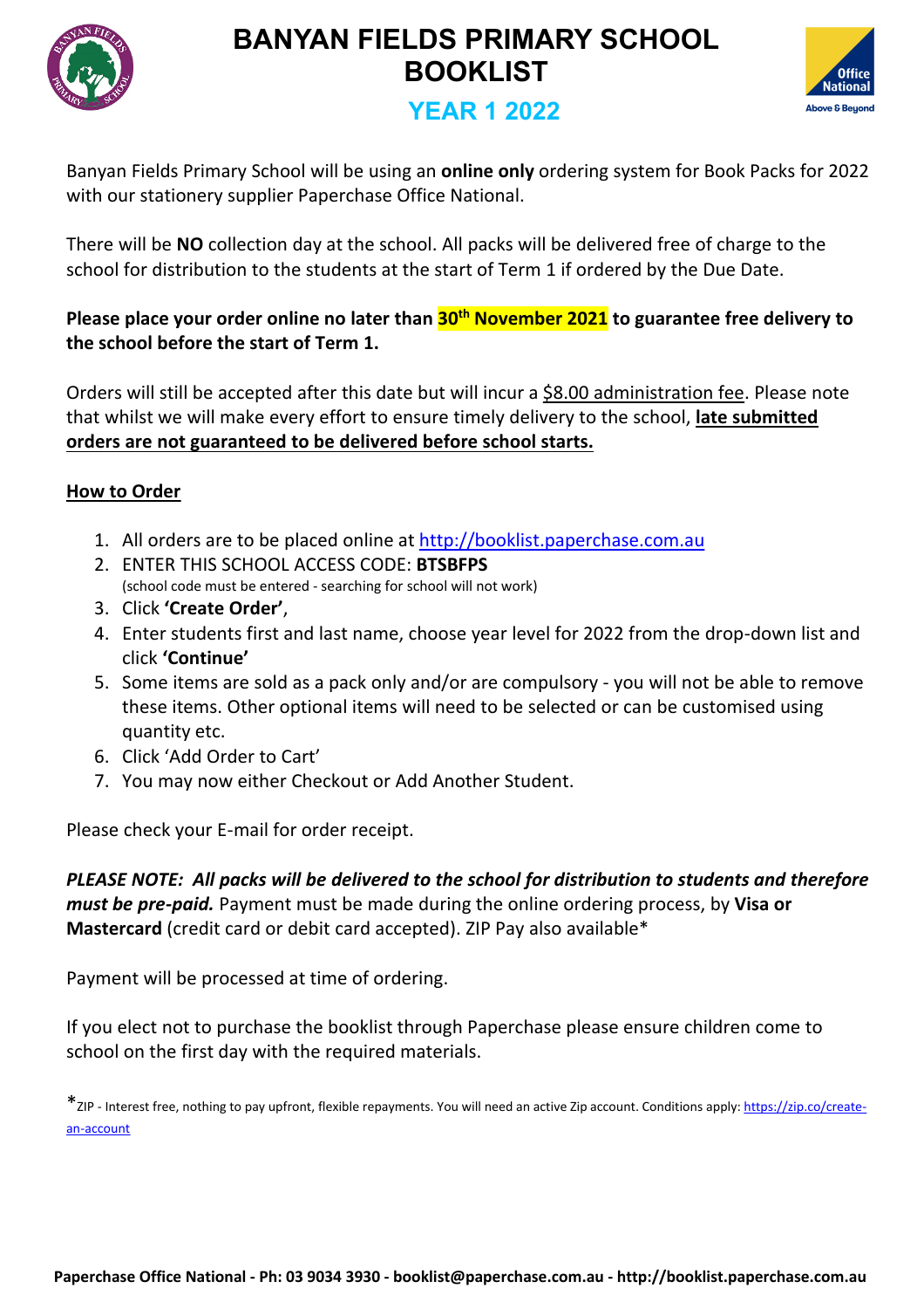# BANYAN FIELDS PRIMARY SCHOOL BOOKLIST

## YEAR 1 2022

Banyan Fields Primary School will be using an **online only** ordering system for Book Packs for 2022 with our stationery supplier Paperchase Office National.

There will be **NO** collection day at the school. All packs will be delivered free of charge to the school for distribution to the students at the start of Term 1 if ordered by the Due Date.

**Please place your order online no later than 30th November 2021 to guarantee free delivery to the school before the start of Term 1.**

Orders will still be accepted after this date but will incur a $8.00 administration fee. Please note that whilst we will make every effort to ensure timely delivery to the school, **late submitted orders are not guaranteed to be delivered before school starts.**

**How to Order**

1. All orders are to be placed online at http://booklist.paperchase.com.au
2. ENTER THIS SCHOOL ACCESS CODE: **BTSBFPS**
   (school code must be entered - searching for school will not work)
3. Click **'Create Order'**,
4. Enter students first and last name, choose year level for 2022 from the drop-down list and click **'Continue'**
5. Some items are sold as a pack only and/or are compulsory - you will not be able to remove these items. Other optional items will need to be selected or can be customised using quantity etc.
6. Click 'Add Order to Cart'
7. You may now either Checkout or Add Another Student.

Please check your E-mail for order receipt.

***PLEASE NOTE: All packs will be delivered to the school for distribution to students and therefore must be pre-paid.*** Payment must be made during the online ordering process, by **Visa or Mastercard** (credit card or debit card accepted). ZIP Pay also available*

Payment will be processed at time of ordering.

If you elect not to purchase the booklist through Paperchase please ensure children come to school on the first day with the required materials.

*ZIP - Interest free, nothing to pay upfront, flexible repayments. You will need an active Zip account. Conditions apply: https://zip.co/create-an-account

**Paperchase Office National - Ph: 03 9034 3930 - booklist@paperchase.com.au - http://booklist.paperchase.com.au**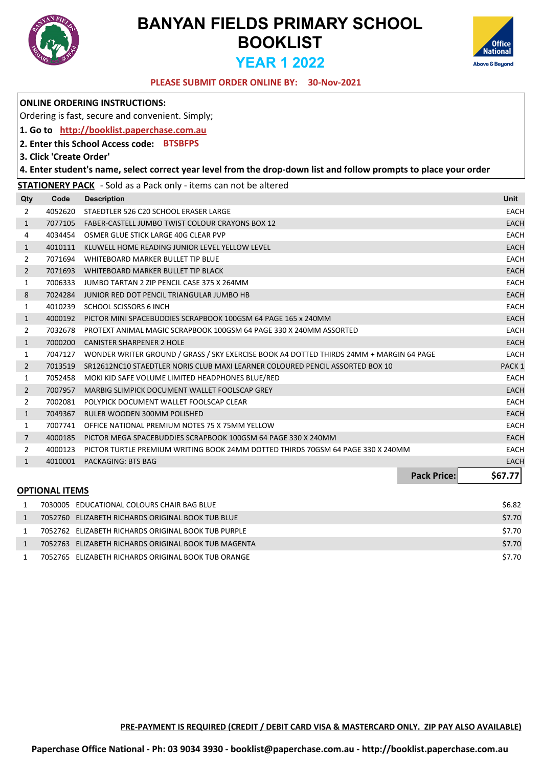# BANYAN FIELDS PRIMARY SCHOOL BOOKLIST

## YEAR 1 2022

**PLEASE SUBMIT ORDER ONLINE BY: 30-Nov-2021**

**ONLINE ORDERING INSTRUCTIONS:**

Ordering is fast, secure and convenient. Simply;

**1. Go to http://booklist.paperchase.com.au**

**2. Enter this School Access code: BTSBFPS**

**3. Click 'Create Order'**

**4. Enter student's name, select correct year level from the drop-down list and follow prompts to place your order**

**STATIONERY PACK** - Sold as a Pack only - items can not be altered

| Qty | Code | Description | Unit |
|---|---|---|---|
| 2 | 4052620 | STAEDTLER 526 C20 SCHOOL ERASER LARGE | EACH |
| 1 | 7077105 | FABER-CASTELL JUMBO TWIST COLOUR CRAYONS BOX 12 | EACH |
| 4 | 4034454 | OSMER GLUE STICK LARGE 40G CLEAR PVP | EACH |
| 1 | 4010111 | KLUWELL HOME READING JUNIOR LEVEL YELLOW LEVEL | EACH |
| 2 | 7071694 | WHITEBOARD MARKER BULLET TIP BLUE | EACH |
| 2 | 7071693 | WHITEBOARD MARKER BULLET TIP BLACK | EACH |
| 1 | 7006333 | JUMBO TARTAN 2 ZIP PENCIL CASE 375 X 264MM | EACH |
| 8 | 7024284 | JUNIOR RED DOT PENCIL TRIANGULAR JUMBO HB | EACH |
| 1 | 4010239 | SCHOOL SCISSORS 6 INCH | EACH |
| 1 | 4000192 | PICTOR MINI SPACEBUDDIES SCRAPBOOK 100GSM 64 PAGE 165 x 240MM | EACH |
| 2 | 7032678 | PROTEXT ANIMAL MAGIC SCRAPBOOK 100GSM 64 PAGE 330 X 240MM ASSORTED | EACH |
| 1 | 7000200 | CANISTER SHARPENER 2 HOLE | EACH |
| 1 | 7047127 | WONDER WRITER GROUND / GRASS / SKY EXERCISE BOOK A4 DOTTED THIRDS 24MM + MARGIN 64 PAGE | EACH |
| 2 | 7013519 | SR12612NC10 STAEDTLER NORIS CLUB MAXI LEARNER COLOURED PENCIL ASSORTED BOX 10 | PACK 1 |
| 1 | 7052458 | MOKI KID SAFE VOLUME LIMITED HEADPHONES BLUE/RED | EACH |
| 2 | 7007957 | MARBIG SLIMPICK DOCUMENT WALLET FOOLSCAP GREY | EACH |
| 2 | 7002081 | POLYPICK DOCUMENT WALLET FOOLSCAP CLEAR | EACH |
| 1 | 7049367 | RULER WOODEN 300MM POLISHED | EACH |
| 1 | 7007741 | OFFICE NATIONAL PREMIUM NOTES 75 X 75MM YELLOW | EACH |
| 7 | 4000185 | PICTOR MEGA SPACEBUDDIES SCRAPBOOK 100GSM 64 PAGE 330 X 240MM | EACH |
| 2 | 4000123 | PICTOR TURTLE PREMIUM WRITING BOOK 24MM DOTTED THIRDS 70GSM 64 PAGE 330 X 240MM | EACH |
| 1 | 4010001 | PACKAGING: BTS BAG | EACH |
| | | **Pack Price:** | **$67.77** |

**OPTIONAL ITEMS**

| Qty | Code | Description | Price |
|---|---|---|---|
| 1 | 7030005 | EDUCATIONAL COLOURS CHAIR BAG BLUE | $6.82 |
| 1 | 7052760 | ELIZABETH RICHARDS ORIGINAL BOOK TUB BLUE | $7.70 |
| 1 | 7052762 | ELIZABETH RICHARDS ORIGINAL BOOK TUB PURPLE | $7.70 |
| 1 | 7052763 | ELIZABETH RICHARDS ORIGINAL BOOK TUB MAGENTA | $7.70 |
| 1 | 7052765 | ELIZABETH RICHARDS ORIGINAL BOOK TUB ORANGE | $7.70 |

**PRE-PAYMENT IS REQUIRED (CREDIT / DEBIT CARD VISA & MASTERCARD ONLY. ZIP PAY ALSO AVAILABLE)**

**Paperchase Office National - Ph: 03 9034 3930 - booklist@paperchase.com.au - http://booklist.paperchase.com.au**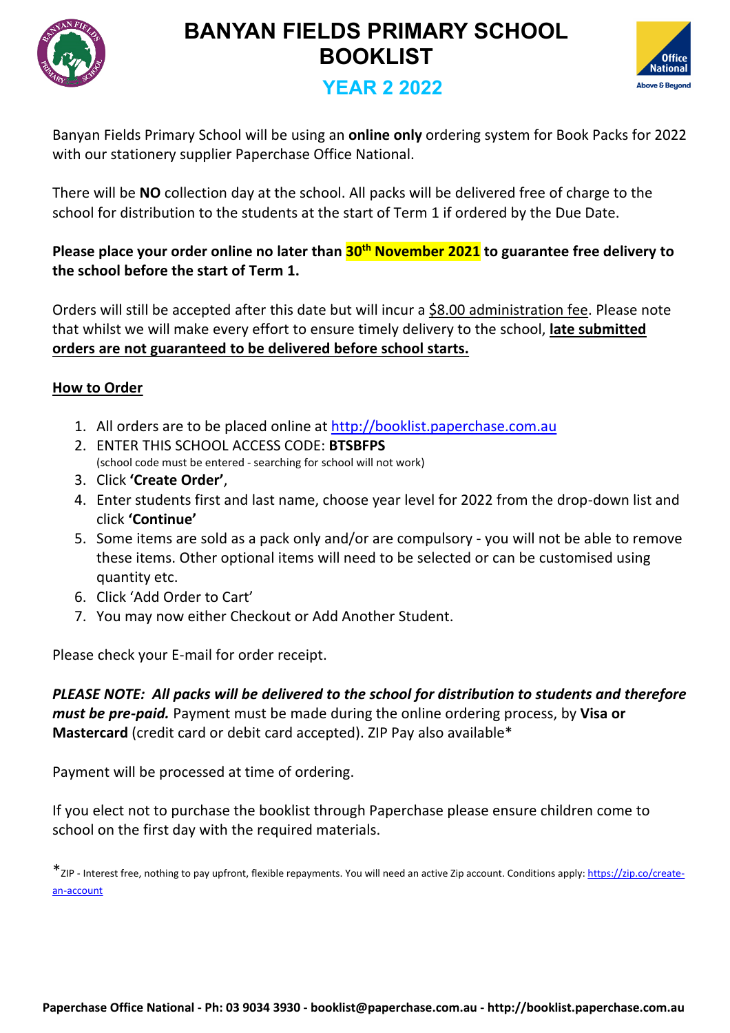# BANYAN FIELDS PRIMARY SCHOOL BOOKLIST

## YEAR 2 2022

Banyan Fields Primary School will be using an **online only** ordering system for Book Packs for 2022 with our stationery supplier Paperchase Office National.

There will be **NO** collection day at the school. All packs will be delivered free of charge to the school for distribution to the students at the start of Term 1 if ordered by the Due Date.

**Please place your order online no later than 30th November 2021 to guarantee free delivery to the school before the start of Term 1.**

Orders will still be accepted after this date but will incur a $8.00 administration fee. Please note that whilst we will make every effort to ensure timely delivery to the school, **late submitted orders are not guaranteed to be delivered before school starts.**

**How to Order**

1. All orders are to be placed online at http://booklist.paperchase.com.au
2. ENTER THIS SCHOOL ACCESS CODE: **BTSBFPS**
   (school code must be entered - searching for school will not work)
3. Click **'Create Order'**,
4. Enter students first and last name, choose year level for 2022 from the drop-down list and click **'Continue'**
5. Some items are sold as a pack only and/or are compulsory - you will not be able to remove these items. Other optional items will need to be selected or can be customised using quantity etc.
6. Click 'Add Order to Cart'
7. You may now either Checkout or Add Another Student.

Please check your E-mail for order receipt.

***PLEASE NOTE: All packs will be delivered to the school for distribution to students and therefore must be pre-paid.*** Payment must be made during the online ordering process, by **Visa or Mastercard** (credit card or debit card accepted). ZIP Pay also available*

Payment will be processed at time of ordering.

If you elect not to purchase the booklist through Paperchase please ensure children come to school on the first day with the required materials.

*ZIP - Interest free, nothing to pay upfront, flexible repayments. You will need an active Zip account. Conditions apply: https://zip.co/create-an-account

**Paperchase Office National - Ph: 03 9034 3930 - booklist@paperchase.com.au - http://booklist.paperchase.com.au**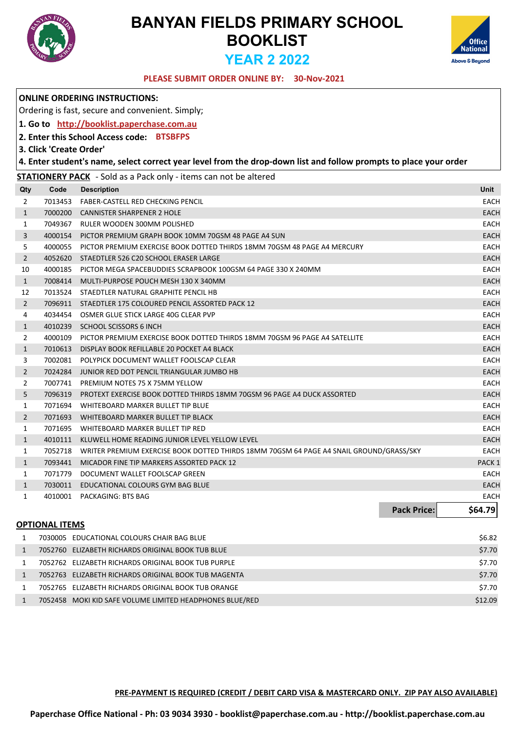# BANYAN FIELDS PRIMARY SCHOOL BOOKLIST

## YEAR 2 2022

**PLEASE SUBMIT ORDER ONLINE BY: 30-Nov-2021**

**ONLINE ORDERING INSTRUCTIONS:**

Ordering is fast, secure and convenient. Simply;

**1. Go to http://booklist.paperchase.com.au**

**2. Enter this School Access code: BTSBFPS**

**3. Click 'Create Order'**

**4. Enter student's name, select correct year level from the drop-down list and follow prompts to place your order**

**STATIONERY PACK** - Sold as a Pack only - items can not be altered

| Qty | Code | Description | Unit |
|---|---|---|---|
| 2 | 7013453 | FABER-CASTELL RED CHECKING PENCIL | EACH |
| 1 | 7000200 | CANNISTER SHARPENER 2 HOLE | EACH |
| 1 | 7049367 | RULER WOODEN 300MM POLISHED | EACH |
| 3 | 4000154 | PICTOR PREMIUM GRAPH BOOK 10MM 70GSM 48 PAGE A4 SUN | EACH |
| 5 | 4000055 | PICTOR PREMIUM EXERCISE BOOK DOTTED THIRDS 18MM 70GSM 48 PAGE A4 MERCURY | EACH |
| 2 | 4052620 | STAEDTLER 526 C20 SCHOOL ERASER LARGE | EACH |
| 10 | 4000185 | PICTOR MEGA SPACEBUDDIES SCRAPBOOK 100GSM 64 PAGE 330 X 240MM | EACH |
| 1 | 7008414 | MULTI-PURPOSE POUCH MESH 130 X 340MM | EACH |
| 12 | 7013524 | STAEDTLER NATURAL GRAPHITE PENCIL HB | EACH |
| 2 | 7096911 | STAEDTLER 175 COLOURED PENCIL ASSORTED PACK 12 | EACH |
| 4 | 4034454 | OSMER GLUE STICK LARGE 40G CLEAR PVP | EACH |
| 1 | 4010239 | SCHOOL SCISSORS 6 INCH | EACH |
| 2 | 4000109 | PICTOR PREMIUM EXERCISE BOOK DOTTED THIRDS 18MM 70GSM 96 PAGE A4 SATELLITE | EACH |
| 1 | 7010613 | DISPLAY BOOK REFILLABLE 20 POCKET A4 BLACK | EACH |
| 3 | 7002081 | POLYPICK DOCUMENT WALLET FOOLSCAP CLEAR | EACH |
| 2 | 7024284 | JUNIOR RED DOT PENCIL TRIANGULAR JUMBO HB | EACH |
| 2 | 7007741 | PREMIUM NOTES 75 X 75MM YELLOW | EACH |
| 5 | 7096319 | PROTEXT EXERCISE BOOK DOTTED THIRDS 18MM 70GSM 96 PAGE A4 DUCK ASSORTED | EACH |
| 1 | 7071694 | WHITEBOARD MARKER BULLET TIP BLUE | EACH |
| 2 | 7071693 | WHITEBOARD MARKER BULLET TIP BLACK | EACH |
| 1 | 7071695 | WHITEBOARD MARKER BULLET TIP RED | EACH |
| 1 | 4010111 | KLUWELL HOME READING JUNIOR LEVEL YELLOW LEVEL | EACH |
| 1 | 7052718 | WRITER PREMIUM EXERCISE BOOK DOTTED THIRDS 18MM 70GSM 64 PAGE A4 SNAIL GROUND/GRASS/SKY | EACH |
| 1 | 7093441 | MICADOR FINE TIP MARKERS ASSORTED PACK 12 | PACK 1 |
| 1 | 7071779 | DOCUMENT WALLET FOOLSCAP GREEN | EACH |
| 1 | 7030011 | EDUCATIONAL COLOURS GYM BAG BLUE | EACH |
| 1 | 4010001 | PACKAGING: BTS BAG | EACH |
| | | **Pack Price:** | **$64.79** |

**OPTIONAL ITEMS**

| Qty | Code | Description | Price |
|---|---|---|---|
| 1 | 7030005 | EDUCATIONAL COLOURS CHAIR BAG BLUE | $6.82 |
| 1 | 7052760 | ELIZABETH RICHARDS ORIGINAL BOOK TUB BLUE | $7.70 |
| 1 | 7052762 | ELIZABETH RICHARDS ORIGINAL BOOK TUB PURPLE | $7.70 |
| 1 | 7052763 | ELIZABETH RICHARDS ORIGINAL BOOK TUB MAGENTA | $7.70 |
| 1 | 7052765 | ELIZABETH RICHARDS ORIGINAL BOOK TUB ORANGE | $7.70 |
| 1 | 7052458 | MOKI KID SAFE VOLUME LIMITED HEADPHONES BLUE/RED | $12.09 |

**PRE-PAYMENT IS REQUIRED (CREDIT / DEBIT CARD VISA & MASTERCARD ONLY. ZIP PAY ALSO AVAILABLE)**

**Paperchase Office National - Ph: 03 9034 3930 - booklist@paperchase.com.au - http://booklist.paperchase.com.au**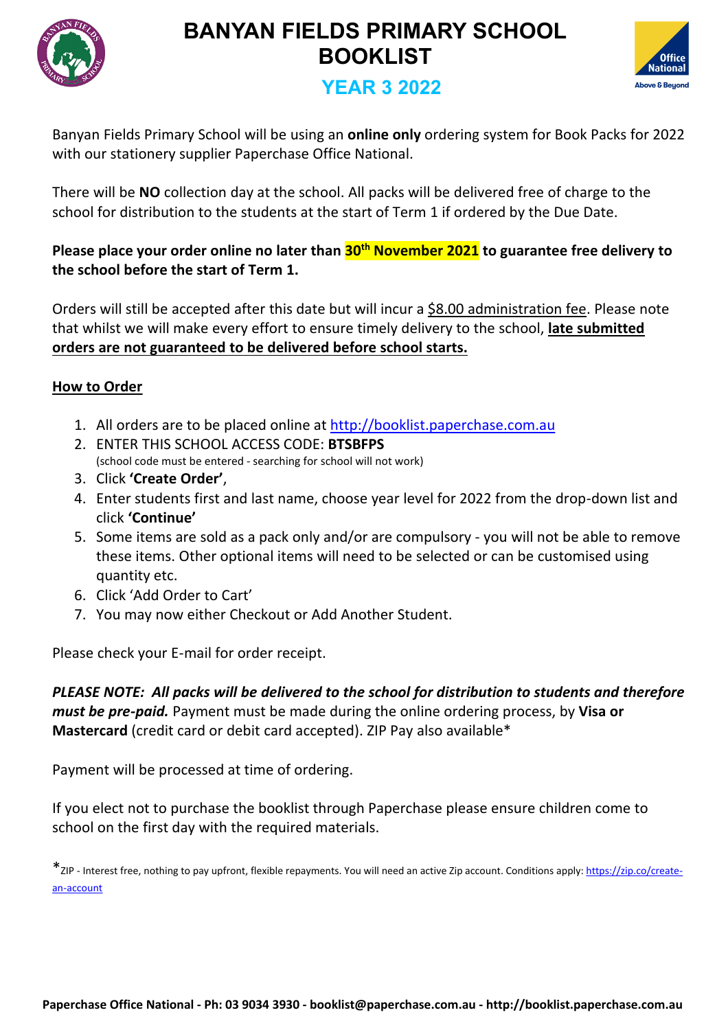# BANYAN FIELDS PRIMARY SCHOOL BOOKLIST

## YEAR 3 2022

Banyan Fields Primary School will be using an **online only** ordering system for Book Packs for 2022 with our stationery supplier Paperchase Office National.

There will be **NO** collection day at the school. All packs will be delivered free of charge to the school for distribution to the students at the start of Term 1 if ordered by the Due Date.

**Please place your order online no later than 30th November 2021 to guarantee free delivery to the school before the start of Term 1.**

Orders will still be accepted after this date but will incur a $8.00 administration fee. Please note that whilst we will make every effort to ensure timely delivery to the school, **late submitted orders are not guaranteed to be delivered before school starts.**

**How to Order**

1. All orders are to be placed online at http://booklist.paperchase.com.au
2. ENTER THIS SCHOOL ACCESS CODE: **BTSBFPS**
   (school code must be entered - searching for school will not work)
3. Click **'Create Order'**,
4. Enter students first and last name, choose year level for 2022 from the drop-down list and click **'Continue'**
5. Some items are sold as a pack only and/or are compulsory - you will not be able to remove these items. Other optional items will need to be selected or can be customised using quantity etc.
6. Click 'Add Order to Cart'
7. You may now either Checkout or Add Another Student.

Please check your E-mail for order receipt.

***PLEASE NOTE: All packs will be delivered to the school for distribution to students and therefore must be pre-paid.*** Payment must be made during the online ordering process, by **Visa or Mastercard** (credit card or debit card accepted). ZIP Pay also available*

Payment will be processed at time of ordering.

If you elect not to purchase the booklist through Paperchase please ensure children come to school on the first day with the required materials.

*ZIP - Interest free, nothing to pay upfront, flexible repayments. You will need an active Zip account. Conditions apply: https://zip.co/create-an-account

**Paperchase Office National - Ph: 03 9034 3930 - booklist@paperchase.com.au - http://booklist.paperchase.com.au**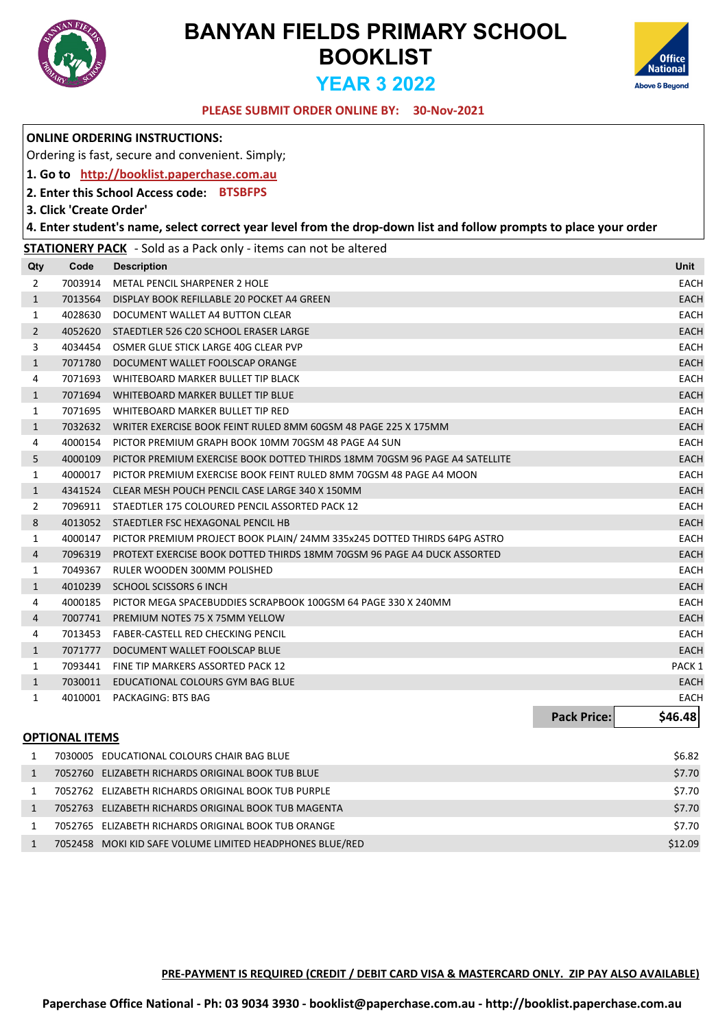# BANYAN FIELDS PRIMARY SCHOOL BOOKLIST

## YEAR 3 2022

**PLEASE SUBMIT ORDER ONLINE BY: 30-Nov-2021**

**ONLINE ORDERING INSTRUCTIONS:**

Ordering is fast, secure and convenient. Simply;

1. **Go to http://booklist.paperchase.com.au**
2. **Enter this School Access code: BTSBFPS**
3. **Click 'Create Order'**
4. **Enter student's name, select correct year level from the drop-down list and follow prompts to place your order**

**STATIONERY PACK** - Sold as a Pack only - items can not be altered

| Qty | Code | Description | Unit |
|---|---|---|---|
| 2 | 7003914 | METAL PENCIL SHARPENER 2 HOLE | EACH |
| 1 | 7013564 | DISPLAY BOOK REFILLABLE 20 POCKET A4 GREEN | EACH |
| 1 | 4028630 | DOCUMENT WALLET A4 BUTTON CLEAR | EACH |
| 2 | 4052620 | STAEDTLER 526 C20 SCHOOL ERASER LARGE | EACH |
| 3 | 4034454 | OSMER GLUE STICK LARGE 40G CLEAR PVP | EACH |
| 1 | 7071780 | DOCUMENT WALLET FOOLSCAP ORANGE | EACH |
| 4 | 7071693 | WHITEBOARD MARKER BULLET TIP BLACK | EACH |
| 1 | 7071694 | WHITEBOARD MARKER BULLET TIP BLUE | EACH |
| 1 | 7071695 | WHITEBOARD MARKER BULLET TIP RED | EACH |
| 1 | 7032632 | WRITER EXERCISE BOOK FEINT RULED 8MM 60GSM 48 PAGE 225 X 175MM | EACH |
| 4 | 4000154 | PICTOR PREMIUM GRAPH BOOK 10MM 70GSM 48 PAGE A4 SUN | EACH |
| 5 | 4000109 | PICTOR PREMIUM EXERCISE BOOK DOTTED THIRDS 18MM 70GSM 96 PAGE A4 SATELLITE | EACH |
| 1 | 4000017 | PICTOR PREMIUM EXERCISE BOOK FEINT RULED 8MM 70GSM 48 PAGE A4 MOON | EACH |
| 1 | 4341524 | CLEAR MESH POUCH PENCIL CASE LARGE 340 X 150MM | EACH |
| 2 | 7096911 | STAEDTLER 175 COLOURED PENCIL ASSORTED PACK 12 | EACH |
| 8 | 4013052 | STAEDTLER FSC HEXAGONAL PENCIL HB | EACH |
| 1 | 4000147 | PICTOR PREMIUM PROJECT BOOK PLAIN/ 24MM 335x245 DOTTED THIRDS 64PG ASTRO | EACH |
| 4 | 7096319 | PROTEXT EXERCISE BOOK DOTTED THIRDS 18MM 70GSM 96 PAGE A4 DUCK ASSORTED | EACH |
| 1 | 7049367 | RULER WOODEN 300MM POLISHED | EACH |
| 1 | 4010239 | SCHOOL SCISSORS 6 INCH | EACH |
| 4 | 4000185 | PICTOR MEGA SPACEBUDDIES SCRAPBOOK 100GSM 64 PAGE 330 X 240MM | EACH |
| 4 | 7007741 | PREMIUM NOTES 75 X 75MM YELLOW | EACH |
| 4 | 7013453 | FABER-CASTELL RED CHECKING PENCIL | EACH |
| 1 | 7071777 | DOCUMENT WALLET FOOLSCAP BLUE | EACH |
| 1 | 7093441 | FINE TIP MARKERS ASSORTED PACK 12 | PACK 1 |
| 1 | 7030011 | EDUCATIONAL COLOURS GYM BAG BLUE | EACH |
| 1 | 4010001 | PACKAGING: BTS BAG | EACH |
| | | **Pack Price:** | **$46.48** |

**OPTIONAL ITEMS**

| Qty | Code | Description | Price |
|---|---|---|---|
| 1 | 7030005 | EDUCATIONAL COLOURS CHAIR BAG BLUE | $6.82 |
| 1 | 7052760 | ELIZABETH RICHARDS ORIGINAL BOOK TUB BLUE | $7.70 |
| 1 | 7052762 | ELIZABETH RICHARDS ORIGINAL BOOK TUB PURPLE | $7.70 |
| 1 | 7052763 | ELIZABETH RICHARDS ORIGINAL BOOK TUB MAGENTA | $7.70 |
| 1 | 7052765 | ELIZABETH RICHARDS ORIGINAL BOOK TUB ORANGE | $7.70 |
| 1 | 7052458 | MOKI KID SAFE VOLUME LIMITED HEADPHONES BLUE/RED | $12.09 |

**PRE-PAYMENT IS REQUIRED (CREDIT / DEBIT CARD VISA & MASTERCARD ONLY. ZIP PAY ALSO AVAILABLE)**

**Paperchase Office National - Ph: 03 9034 3930 - booklist@paperchase.com.au - http://booklist.paperchase.com.au**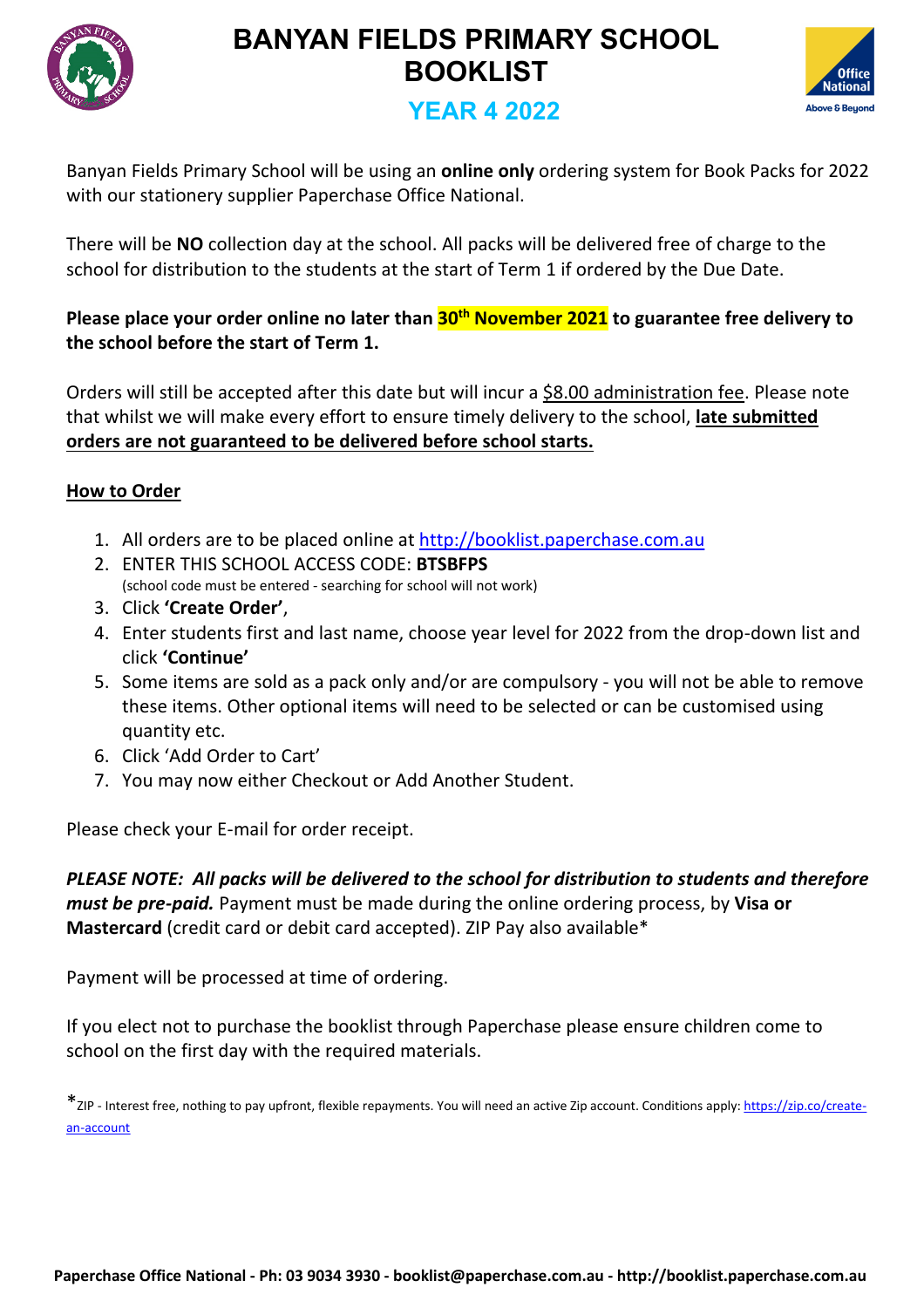# BANYAN FIELDS PRIMARY SCHOOL BOOKLIST

## YEAR 4 2022

Banyan Fields Primary School will be using an **online only** ordering system for Book Packs for 2022 with our stationery supplier Paperchase Office National.

There will be **NO** collection day at the school. All packs will be delivered free of charge to the school for distribution to the students at the start of Term 1 if ordered by the Due Date.

**Please place your order online no later than 30th November 2021 to guarantee free delivery to the school before the start of Term 1.**

Orders will still be accepted after this date but will incur a $8.00 administration fee. Please note that whilst we will make every effort to ensure timely delivery to the school, **late submitted orders are not guaranteed to be delivered before school starts.**

**How to Order**

1. All orders are to be placed online at http://booklist.paperchase.com.au
2. ENTER THIS SCHOOL ACCESS CODE: **BTSBFPS**
   (school code must be entered - searching for school will not work)
3. Click **'Create Order'**,
4. Enter students first and last name, choose year level for 2022 from the drop-down list and click **'Continue'**
5. Some items are sold as a pack only and/or are compulsory - you will not be able to remove these items. Other optional items will need to be selected or can be customised using quantity etc.
6. Click 'Add Order to Cart'
7. You may now either Checkout or Add Another Student.

Please check your E-mail for order receipt.

***PLEASE NOTE: All packs will be delivered to the school for distribution to students and therefore must be pre-paid.*** Payment must be made during the online ordering process, by **Visa or Mastercard** (credit card or debit card accepted). ZIP Pay also available*

Payment will be processed at time of ordering.

If you elect not to purchase the booklist through Paperchase please ensure children come to school on the first day with the required materials.

*ZIP - Interest free, nothing to pay upfront, flexible repayments. You will need an active Zip account. Conditions apply: https://zip.co/create-an-account

**Paperchase Office National - Ph: 03 9034 3930 - booklist@paperchase.com.au - http://booklist.paperchase.com.au**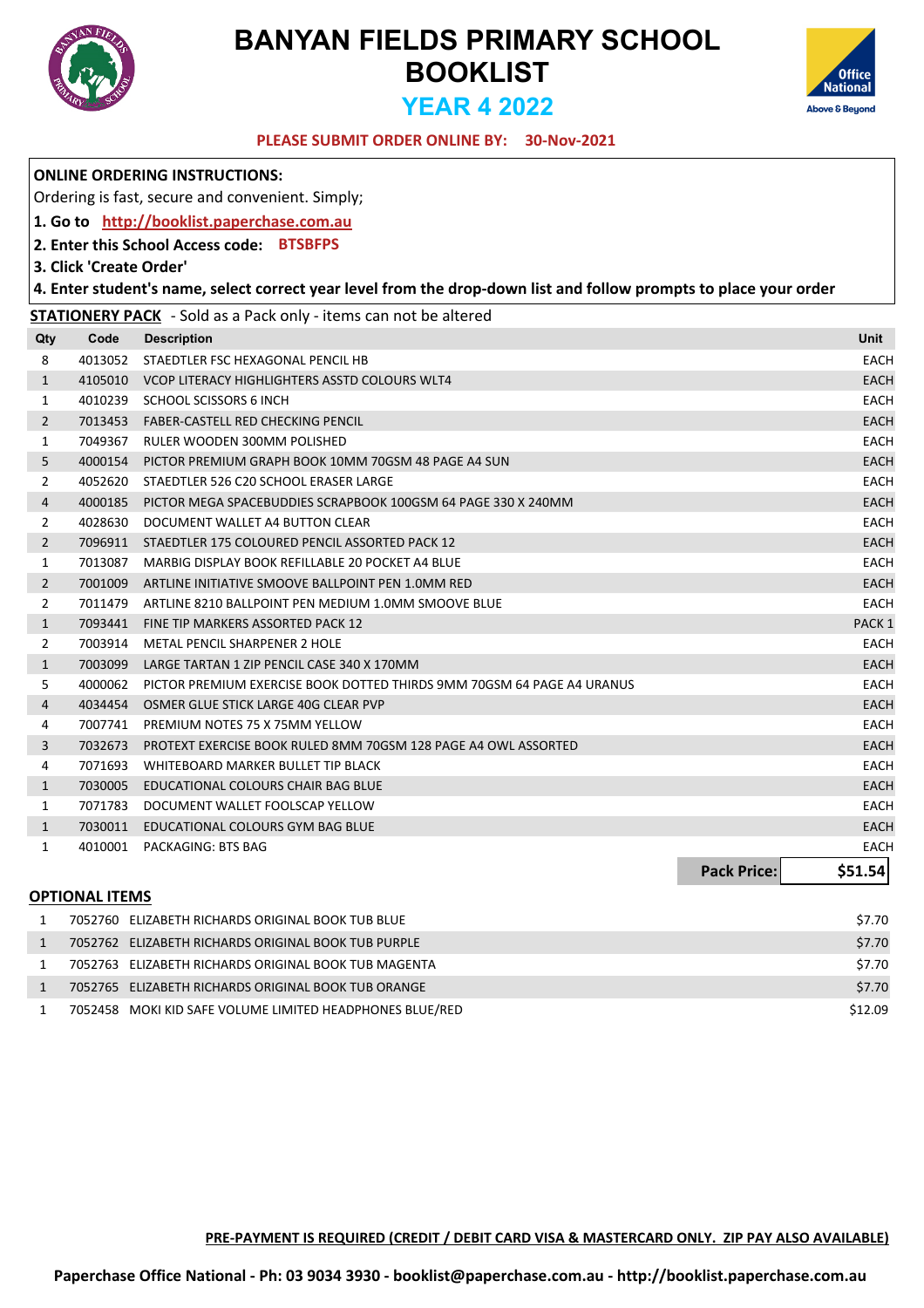# BANYAN FIELDS PRIMARY SCHOOL BOOKLIST

## YEAR 4 2022

**PLEASE SUBMIT ORDER ONLINE BY: 30-Nov-2021**

**ONLINE ORDERING INSTRUCTIONS:**

Ordering is fast, secure and convenient. Simply;

**1. Go to http://booklist.paperchase.com.au**

**2. Enter this School Access code: BTSBFPS**

**3. Click 'Create Order'**

**4. Enter student's name, select correct year level from the drop-down list and follow prompts to place your order**

**STATIONERY PACK** - Sold as a Pack only - items can not be altered

| Qty | Code | Description | Unit |
|---|---|---|---|
| 8 | 4013052 | STAEDTLER FSC HEXAGONAL PENCIL HB | EACH |
| 1 | 4105010 | VCOP LITERACY HIGHLIGHTERS ASSTD COLOURS WLT4 | EACH |
| 1 | 4010239 | SCHOOL SCISSORS 6 INCH | EACH |
| 2 | 7013453 | FABER-CASTELL RED CHECKING PENCIL | EACH |
| 1 | 7049367 | RULER WOODEN 300MM POLISHED | EACH |
| 5 | 4000154 | PICTOR PREMIUM GRAPH BOOK 10MM 70GSM 48 PAGE A4 SUN | EACH |
| 2 | 4052620 | STAEDTLER 526 C20 SCHOOL ERASER LARGE | EACH |
| 4 | 4000185 | PICTOR MEGA SPACEBUDDIES SCRAPBOOK 100GSM 64 PAGE 330 X 240MM | EACH |
| 2 | 4028630 | DOCUMENT WALLET A4 BUTTON CLEAR | EACH |
| 2 | 7096911 | STAEDTLER 175 COLOURED PENCIL ASSORTED PACK 12 | EACH |
| 1 | 7013087 | MARBIG DISPLAY BOOK REFILLABLE 20 POCKET A4 BLUE | EACH |
| 2 | 7001009 | ARTLINE INITIATIVE SMOOVE BALLPOINT PEN 1.0MM RED | EACH |
| 2 | 7011479 | ARTLINE 8210 BALLPOINT PEN MEDIUM 1.0MM SMOOVE BLUE | EACH |
| 1 | 7093441 | FINE TIP MARKERS ASSORTED PACK 12 | PACK 1 |
| 2 | 7003914 | METAL PENCIL SHARPENER 2 HOLE | EACH |
| 1 | 7003099 | LARGE TARTAN 1 ZIP PENCIL CASE 340 X 170MM | EACH |
| 5 | 4000062 | PICTOR PREMIUM EXERCISE BOOK DOTTED THIRDS 9MM 70GSM 64 PAGE A4 URANUS | EACH |
| 4 | 4034454 | OSMER GLUE STICK LARGE 40G CLEAR PVP | EACH |
| 4 | 7007741 | PREMIUM NOTES 75 X 75MM YELLOW | EACH |
| 3 | 7032673 | PROTEXT EXERCISE BOOK RULED 8MM 70GSM 128 PAGE A4 OWL ASSORTED | EACH |
| 4 | 7071693 | WHITEBOARD MARKER BULLET TIP BLACK | EACH |
| 1 | 7030005 | EDUCATIONAL COLOURS CHAIR BAG BLUE | EACH |
| 1 | 7071783 | DOCUMENT WALLET FOOLSCAP YELLOW | EACH |
| 1 | 7030011 | EDUCATIONAL COLOURS GYM BAG BLUE | EACH |
| 1 | 4010001 | PACKAGING: BTS BAG | EACH |

**Pack Price: $51.54**

**OPTIONAL ITEMS**

| Qty | Code | Description | Price |
|---|---|---|---|
| 1 | 7052760 | ELIZABETH RICHARDS ORIGINAL BOOK TUB BLUE | $7.70 |
| 1 | 7052762 | ELIZABETH RICHARDS ORIGINAL BOOK TUB PURPLE | $7.70 |
| 1 | 7052763 | ELIZABETH RICHARDS ORIGINAL BOOK TUB MAGENTA | $7.70 |
| 1 | 7052765 | ELIZABETH RICHARDS ORIGINAL BOOK TUB ORANGE | $7.70 |
| 1 | 7052458 | MOKI KID SAFE VOLUME LIMITED HEADPHONES BLUE/RED | $12.09 |

**PRE-PAYMENT IS REQUIRED (CREDIT / DEBIT CARD VISA & MASTERCARD ONLY. ZIP PAY ALSO AVAILABLE)**

**Paperchase Office National - Ph: 03 9034 3930 - booklist@paperchase.com.au - http://booklist.paperchase.com.au**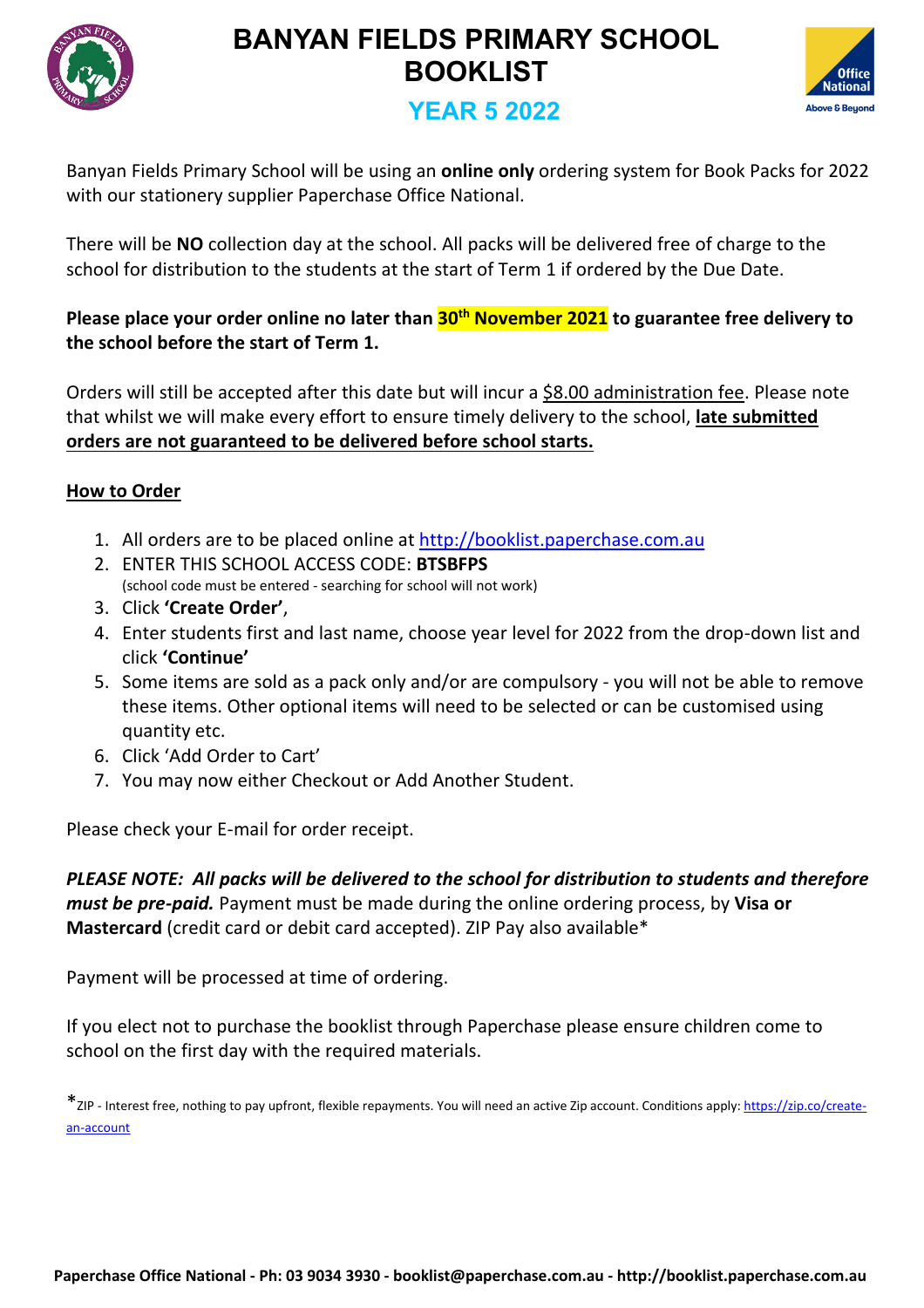# BANYAN FIELDS PRIMARY SCHOOL BOOKLIST

## YEAR 5 2022

Banyan Fields Primary School will be using an **online only** ordering system for Book Packs for 2022 with our stationery supplier Paperchase Office National.

There will be **NO** collection day at the school. All packs will be delivered free of charge to the school for distribution to the students at the start of Term 1 if ordered by the Due Date.

**Please place your order online no later than 30th November 2021 to guarantee free delivery to the school before the start of Term 1.**

Orders will still be accepted after this date but will incur a $8.00 administration fee. Please note that whilst we will make every effort to ensure timely delivery to the school, **late submitted orders are not guaranteed to be delivered before school starts.**

### How to Order

1. All orders are to be placed online at http://booklist.paperchase.com.au
2. ENTER THIS SCHOOL ACCESS CODE: **BTSBFPS**
   (school code must be entered - searching for school will not work)
3. Click **'Create Order'**,
4. Enter students first and last name, choose year level for 2022 from the drop-down list and click **'Continue'**
5. Some items are sold as a pack only and/or are compulsory - you will not be able to remove these items. Other optional items will need to be selected or can be customised using quantity etc.
6. Click 'Add Order to Cart'
7. You may now either Checkout or Add Another Student.

Please check your E-mail for order receipt.

***PLEASE NOTE: All packs will be delivered to the school for distribution to students and therefore must be pre-paid.*** Payment must be made during the online ordering process, by **Visa or Mastercard** (credit card or debit card accepted). ZIP Pay also available*

Payment will be processed at time of ordering.

If you elect not to purchase the booklist through Paperchase please ensure children come to school on the first day with the required materials.

*ZIP - Interest free, nothing to pay upfront, flexible repayments. You will need an active Zip account. Conditions apply: https://zip.co/create-an-account

**Paperchase Office National - Ph: 03 9034 3930 - booklist@paperchase.com.au - http://booklist.paperchase.com.au**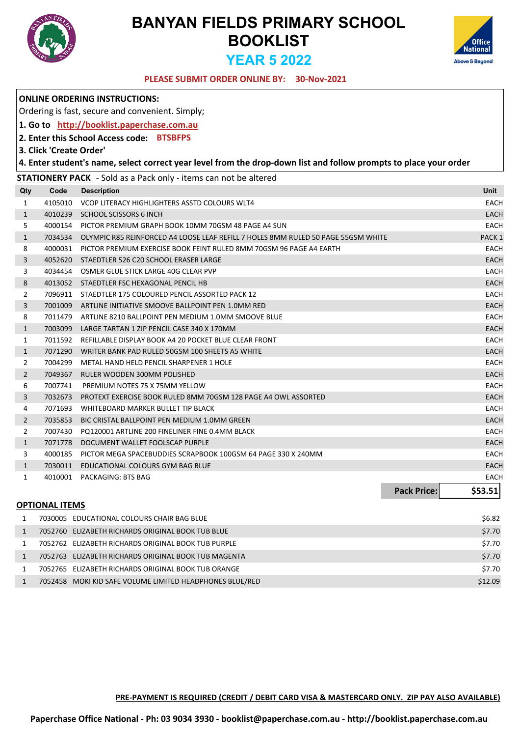# BANYAN FIELDS PRIMARY SCHOOL BOOKLIST

## YEAR 5 2022

**PLEASE SUBMIT ORDER ONLINE BY: 30-Nov-2021**

**ONLINE ORDERING INSTRUCTIONS:**

Ordering is fast, secure and convenient. Simply;

**1. Go to http://booklist.paperchase.com.au**

**2. Enter this School Access code: BTSBFPS**

**3. Click 'Create Order'**

**4. Enter student's name, select correct year level from the drop-down list and follow prompts to place your order**

**STATIONERY PACK** - Sold as a Pack only - items can not be altered

| Qty | Code | Description | Unit |
|---|---|---|---|
| 1 | 4105010 | VCOP LITERACY HIGHLIGHTERS ASSTD COLOURS WLT4 | EACH |
| 1 | 4010239 | SCHOOL SCISSORS 6 INCH | EACH |
| 5 | 4000154 | PICTOR PREMIUM GRAPH BOOK 10MM 70GSM 48 PAGE A4 SUN | EACH |
| 1 | 7034534 | OLYMPIC R85 REINFORCED A4 LOOSE LEAF REFILL 7 HOLES 8MM RULED 50 PAGE 55GSM WHITE | PACK 1 |
| 8 | 4000031 | PICTOR PREMIUM EXERCISE BOOK FEINT RULED 8MM 70GSM 96 PAGE A4 EARTH | EACH |
| 3 | 4052620 | STAEDTLER 526 C20 SCHOOL ERASER LARGE | EACH |
| 3 | 4034454 | OSMER GLUE STICK LARGE 40G CLEAR PVP | EACH |
| 8 | 4013052 | STAEDTLER FSC HEXAGONAL PENCIL HB | EACH |
| 2 | 7096911 | STAEDTLER 175 COLOURED PENCIL ASSORTED PACK 12 | EACH |
| 3 | 7001009 | ARTLINE INITIATIVE SMOOVE BALLPOINT PEN 1.0MM RED | EACH |
| 8 | 7011479 | ARTLINE 8210 BALLPOINT PEN MEDIUM 1.0MM SMOOVE BLUE | EACH |
| 1 | 7003099 | LARGE TARTAN 1 ZIP PENCIL CASE 340 X 170MM | EACH |
| 1 | 7011592 | REFILLABLE DISPLAY BOOK A4 20 POCKET BLUE CLEAR FRONT | EACH |
| 1 | 7071290 | WRITER BANK PAD RULED 50GSM 100 SHEETS A5 WHITE | EACH |
| 2 | 7004299 | METAL HAND HELD PENCIL SHARPENER 1 HOLE | EACH |
| 2 | 7049367 | RULER WOODEN 300MM POLISHED | EACH |
| 6 | 7007741 | PREMIUM NOTES 75 X 75MM YELLOW | EACH |
| 3 | 7032673 | PROTEXT EXERCISE BOOK RULED 8MM 70GSM 128 PAGE A4 OWL ASSORTED | EACH |
| 4 | 7071693 | WHITEBOARD MARKER BULLET TIP BLACK | EACH |
| 2 | 7035853 | BIC CRISTAL BALLPOINT PEN MEDIUM 1.0MM GREEN | EACH |
| 2 | 7007430 | PQ120001 ARTLINE 200 FINELINER FINE 0.4MM BLACK | EACH |
| 1 | 7071778 | DOCUMENT WALLET FOOLSCAP PURPLE | EACH |
| 3 | 4000185 | PICTOR MEGA SPACEBUDDIES SCRAPBOOK 100GSM 64 PAGE 330 X 240MM | EACH |
| 1 | 7030011 | EDUCATIONAL COLOURS GYM BAG BLUE | EACH |
| 1 | 4010001 | PACKAGING: BTS BAG | EACH |
| | | **Pack Price:** | **$53.51** |

**OPTIONAL ITEMS**

| Qty | Code | Description | Price |
|---|---|---|---|
| 1 | 7030005 | EDUCATIONAL COLOURS CHAIR BAG BLUE | $6.82 |
| 1 | 7052760 | ELIZABETH RICHARDS ORIGINAL BOOK TUB BLUE | $7.70 |
| 1 | 7052762 | ELIZABETH RICHARDS ORIGINAL BOOK TUB PURPLE | $7.70 |
| 1 | 7052763 | ELIZABETH RICHARDS ORIGINAL BOOK TUB MAGENTA | $7.70 |
| 1 | 7052765 | ELIZABETH RICHARDS ORIGINAL BOOK TUB ORANGE | $7.70 |
| 1 | 7052458 | MOKI KID SAFE VOLUME LIMITED HEADPHONES BLUE/RED | $12.09 |

**PRE-PAYMENT IS REQUIRED (CREDIT / DEBIT CARD VISA & MASTERCARD ONLY. ZIP PAY ALSO AVAILABLE)**

**Paperchase Office National - Ph: 03 9034 3930 - booklist@paperchase.com.au - http://booklist.paperchase.com.au**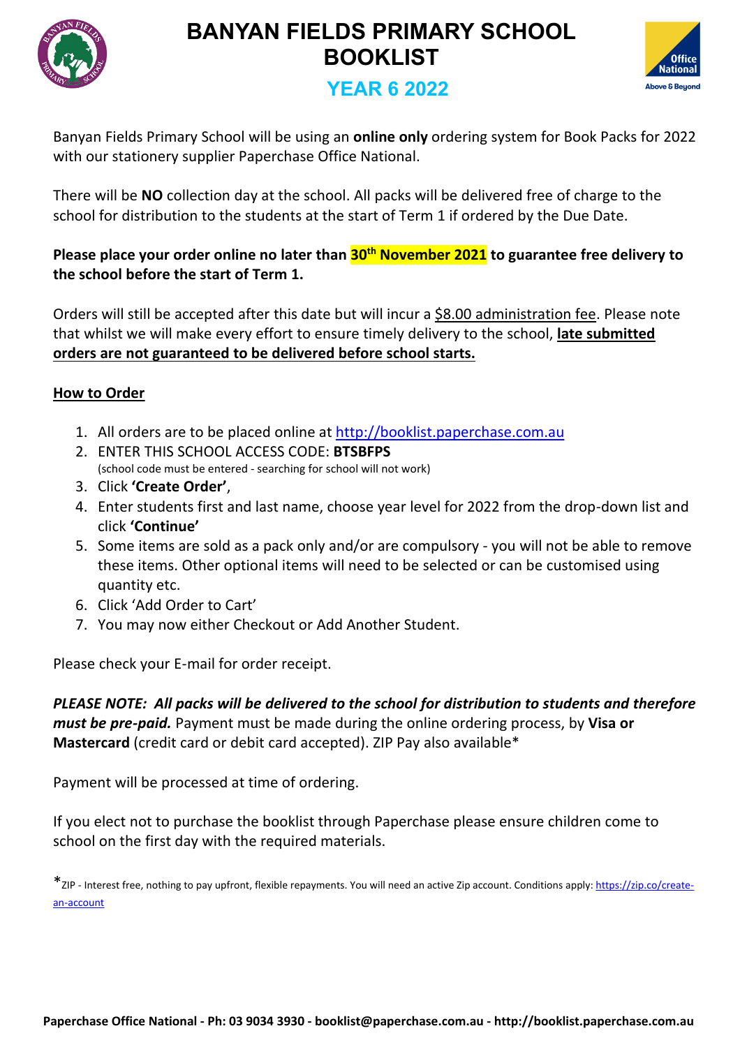# BANYAN FIELDS PRIMARY SCHOOL BOOKLIST

## YEAR 6 2022

Banyan Fields Primary School will be using an **online only** ordering system for Book Packs for 2022 with our stationery supplier Paperchase Office National.

There will be **NO** collection day at the school. All packs will be delivered free of charge to the school for distribution to the students at the start of Term 1 if ordered by the Due Date.

**Please place your order online no later than 30th November 2021 to guarantee free delivery to the school before the start of Term 1.**

Orders will still be accepted after this date but will incur a $8.00 administration fee. Please note that whilst we will make every effort to ensure timely delivery to the school, **late submitted orders are not guaranteed to be delivered before school starts.**

**How to Order**

1. All orders are to be placed online at http://booklist.paperchase.com.au
2. ENTER THIS SCHOOL ACCESS CODE: **BTSBFPS**
   (school code must be entered - searching for school will not work)
3. Click **'Create Order'**,
4. Enter students first and last name, choose year level for 2022 from the drop-down list and click **'Continue'**
5. Some items are sold as a pack only and/or are compulsory - you will not be able to remove these items. Other optional items will need to be selected or can be customised using quantity etc.
6. Click 'Add Order to Cart'
7. You may now either Checkout or Add Another Student.

Please check your E-mail for order receipt.

***PLEASE NOTE: All packs will be delivered to the school for distribution to students and therefore must be pre-paid.*** Payment must be made during the online ordering process, by **Visa or Mastercard** (credit card or debit card accepted). ZIP Pay also available*

Payment will be processed at time of ordering.

If you elect not to purchase the booklist through Paperchase please ensure children come to school on the first day with the required materials.

*ZIP - Interest free, nothing to pay upfront, flexible repayments. You will need an active Zip account. Conditions apply: https://zip.co/create-an-account

**Paperchase Office National - Ph: 03 9034 3930 - booklist@paperchase.com.au - http://booklist.paperchase.com.au**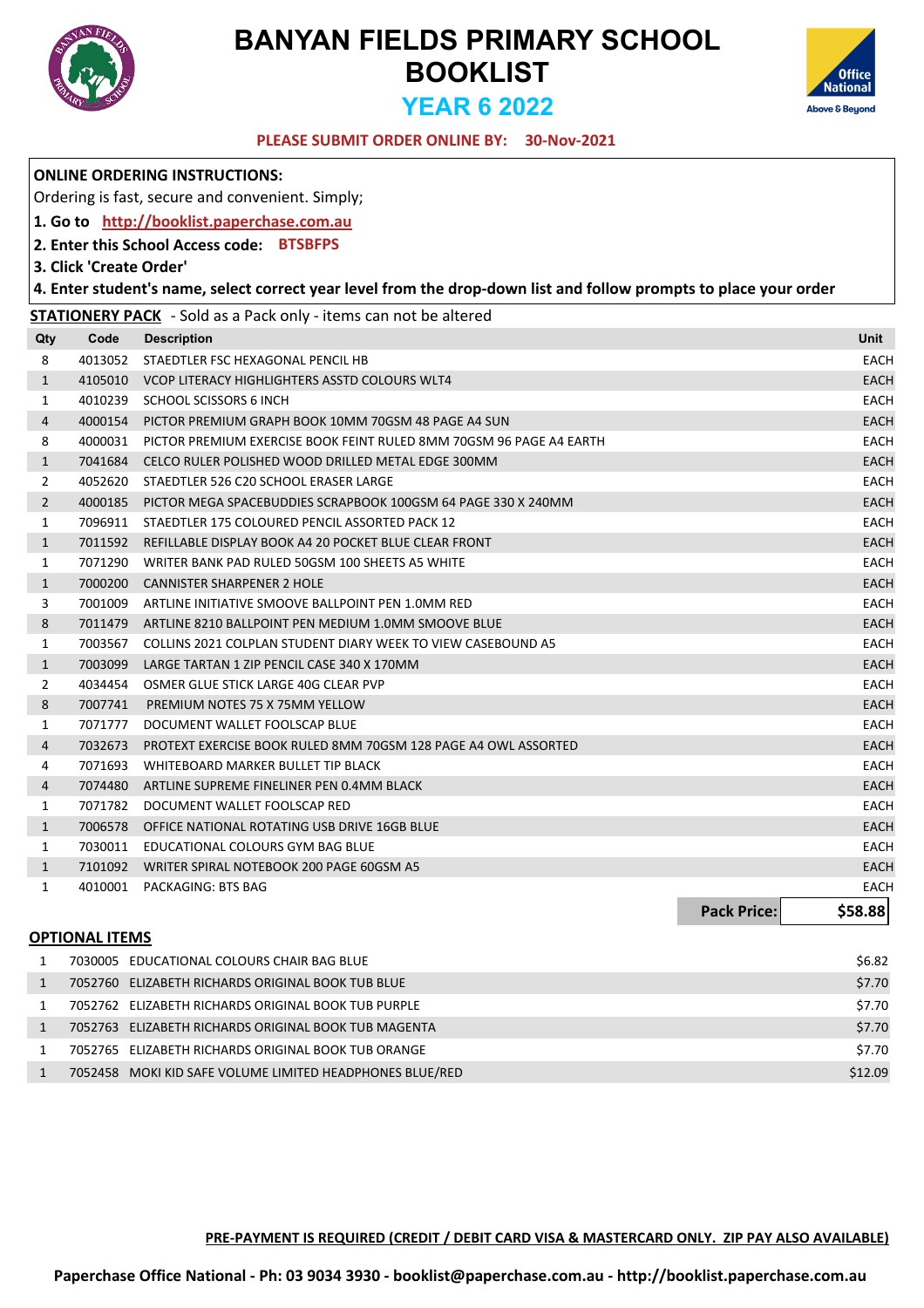# BANYAN FIELDS PRIMARY SCHOOL BOOKLIST

## YEAR 6 2022

**PLEASE SUBMIT ORDER ONLINE BY: 30-Nov-2021**

**ONLINE ORDERING INSTRUCTIONS:**

Ordering is fast, secure and convenient. Simply;

**1. Go to http://booklist.paperchase.com.au**

**2. Enter this School Access code: BTSBFPS**

**3. Click 'Create Order'**

**4. Enter student's name, select correct year level from the drop-down list and follow prompts to place your order**

**STATIONERY PACK** - Sold as a Pack only - items can not be altered

| Qty | Code | Description | Unit |
|---|---|---|---|
| 8 | 4013052 | STAEDTLER FSC HEXAGONAL PENCIL HB | EACH |
| 1 | 4105010 | VCOP LITERACY HIGHLIGHTERS ASSTD COLOURS WLT4 | EACH |
| 1 | 4010239 | SCHOOL SCISSORS 6 INCH | EACH |
| 4 | 4000154 | PICTOR PREMIUM GRAPH BOOK 10MM 70GSM 48 PAGE A4 SUN | EACH |
| 8 | 4000031 | PICTOR PREMIUM EXERCISE BOOK FEINT RULED 8MM 70GSM 96 PAGE A4 EARTH | EACH |
| 1 | 7041684 | CELCO RULER POLISHED WOOD DRILLED METAL EDGE 300MM | EACH |
| 2 | 4052620 | STAEDTLER 526 C20 SCHOOL ERASER LARGE | EACH |
| 2 | 4000185 | PICTOR MEGA SPACEBUDDIES SCRAPBOOK 100GSM 64 PAGE 330 X 240MM | EACH |
| 1 | 7096911 | STAEDTLER 175 COLOURED PENCIL ASSORTED PACK 12 | EACH |
| 1 | 7011592 | REFILLABLE DISPLAY BOOK A4 20 POCKET BLUE CLEAR FRONT | EACH |
| 1 | 7071290 | WRITER BANK PAD RULED 50GSM 100 SHEETS A5 WHITE | EACH |
| 1 | 7000200 | CANNISTER SHARPENER 2 HOLE | EACH |
| 3 | 7001009 | ARTLINE INITIATIVE SMOOVE BALLPOINT PEN 1.0MM RED | EACH |
| 8 | 7011479 | ARTLINE 8210 BALLPOINT PEN MEDIUM 1.0MM SMOOVE BLUE | EACH |
| 1 | 7003567 | COLLINS 2021 COLPLAN STUDENT DIARY WEEK TO VIEW CASEBOUND A5 | EACH |
| 1 | 7003099 | LARGE TARTAN 1 ZIP PENCIL CASE 340 X 170MM | EACH |
| 2 | 4034454 | OSMER GLUE STICK LARGE 40G CLEAR PVP | EACH |
| 8 | 7007741 | PREMIUM NOTES 75 X 75MM YELLOW | EACH |
| 1 | 7071777 | DOCUMENT WALLET FOOLSCAP BLUE | EACH |
| 4 | 7032673 | PROTEXT EXERCISE BOOK RULED 8MM 70GSM 128 PAGE A4 OWL ASSORTED | EACH |
| 4 | 7071693 | WHITEBOARD MARKER BULLET TIP BLACK | EACH |
| 4 | 7074480 | ARTLINE SUPREME FINELINER PEN 0.4MM BLACK | EACH |
| 1 | 7071782 | DOCUMENT WALLET FOOLSCAP RED | EACH |
| 1 | 7006578 | OFFICE NATIONAL ROTATING USB DRIVE 16GB BLUE | EACH |
| 1 | 7030011 | EDUCATIONAL COLOURS GYM BAG BLUE | EACH |
| 1 | 7101092 | WRITER SPIRAL NOTEBOOK 200 PAGE 60GSM A5 | EACH |
| 1 | 4010001 | PACKAGING: BTS BAG | EACH |
| | | **Pack Price:** | **$58.88** |

**OPTIONAL ITEMS**

| | | | |
|---|---|---|---|
| 1 | 7030005 | EDUCATIONAL COLOURS CHAIR BAG BLUE | $6.82 |
| 1 | 7052760 | ELIZABETH RICHARDS ORIGINAL BOOK TUB BLUE | $7.70 |
| 1 | 7052762 | ELIZABETH RICHARDS ORIGINAL BOOK TUB PURPLE | $7.70 |
| 1 | 7052763 | ELIZABETH RICHARDS ORIGINAL BOOK TUB MAGENTA | $7.70 |
| 1 | 7052765 | ELIZABETH RICHARDS ORIGINAL BOOK TUB ORANGE | $7.70 |
| 1 | 7052458 | MOKI KID SAFE VOLUME LIMITED HEADPHONES BLUE/RED | $12.09 |

**PRE-PAYMENT IS REQUIRED (CREDIT / DEBIT CARD VISA & MASTERCARD ONLY. ZIP PAY ALSO AVAILABLE)**

**Paperchase Office National - Ph: 03 9034 3930 - booklist@paperchase.com.au - http://booklist.paperchase.com.au**